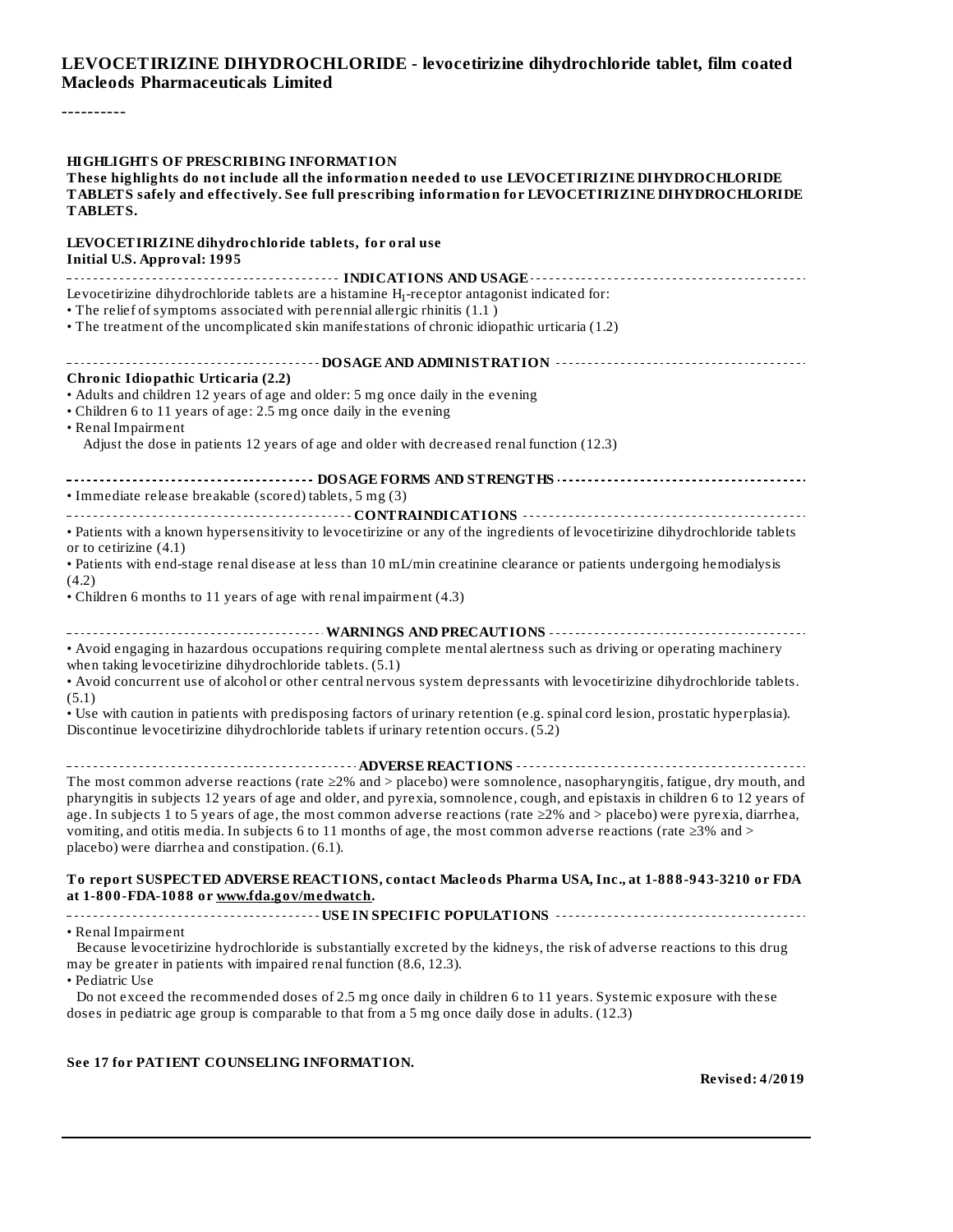**LEVOCETIRIZINE DIHYDROCHLORIDE - levocetirizine dihydrochloride tablet, film coated**
**Macleods Pharmaceuticals Limited**

----------

**HIGHLIGHTS OF PRESCRIBING INFORMATION**
**These highlights do not include all the information needed to use LEVOCETIRIZINE DIHYDROCHLORIDE TABLETS safely and effectively. See full prescribing information for LEVOCETIRIZINE DIHYDROCHLORIDE TABLETS.**

**LEVOCETIRIZINE dihydrochloride tablets, for oral use**
**Initial U.S. Approval: 1995**

**INDICATIONS AND USAGE**

Levocetirizine dihydrochloride tablets are a histamine $H_1$-receptor antagonist indicated for:

- The relief of symptoms associated with perennial allergic rhinitis (1.1 )
- The treatment of the uncomplicated skin manifestations of chronic idiopathic urticaria (1.2)

**DOSAGE AND ADMINISTRATION**

**Chronic Idiopathic Urticaria (2.2)**

- Adults and children 12 years of age and older: 5 mg once daily in the evening
- Children 6 to 11 years of age: 2.5 mg once daily in the evening
- Renal Impairment
  Adjust the dose in patients 12 years of age and older with decreased renal function (12.3)

**DOSAGE FORMS AND STRENGTHS**

- Immediate release breakable (scored) tablets, 5 mg (3)

**CONTRAINDICATIONS**

- Patients with a known hypersensitivity to levocetirizine or any of the ingredients of levocetirizine dihydrochloride tablets or to cetirizine (4.1)
- Patients with end-stage renal disease at less than 10 mL/min creatinine clearance or patients undergoing hemodialysis (4.2)
- Children 6 months to 11 years of age with renal impairment (4.3)

**WARNINGS AND PRECAUTIONS**

- Avoid engaging in hazardous occupations requiring complete mental alertness such as driving or operating machinery when taking levocetirizine dihydrochloride tablets. (5.1)
- Avoid concurrent use of alcohol or other central nervous system depressants with levocetirizine dihydrochloride tablets. (5.1)
- Use with caution in patients with predisposing factors of urinary retention (e.g. spinal cord lesion, prostatic hyperplasia). Discontinue levocetirizine dihydrochloride tablets if urinary retention occurs. (5.2)

**ADVERSE REACTIONS**

The most common adverse reactions (rate ≥2% and > placebo) were somnolence, nasopharyngitis, fatigue, dry mouth, and pharyngitis in subjects 12 years of age and older, and pyrexia, somnolence, cough, and epistaxis in children 6 to 12 years of age. In subjects 1 to 5 years of age, the most common adverse reactions (rate ≥2% and > placebo) were pyrexia, diarrhea, vomiting, and otitis media. In subjects 6 to 11 months of age, the most common adverse reactions (rate ≥3% and > placebo) were diarrhea and constipation. (6.1).

**To report SUSPECTED ADVERSE REACTIONS, contact Macleods Pharma USA, Inc., at 1-888-943-3210 or FDA at 1-800-FDA-1088 or www.fda.gov/medwatch.**

**USE IN SPECIFIC POPULATIONS**

- Renal Impairment
  Because levocetirizine hydrochloride is substantially excreted by the kidneys, the risk of adverse reactions to this drug may be greater in patients with impaired renal function (8.6, 12.3).
- Pediatric Use
  Do not exceed the recommended doses of 2.5 mg once daily in children 6 to 11 years. Systemic exposure with these doses in pediatric age group is comparable to that from a 5 mg once daily dose in adults. (12.3)

**See 17 for PATIENT COUNSELING INFORMATION.**

**Revised: 4/2019**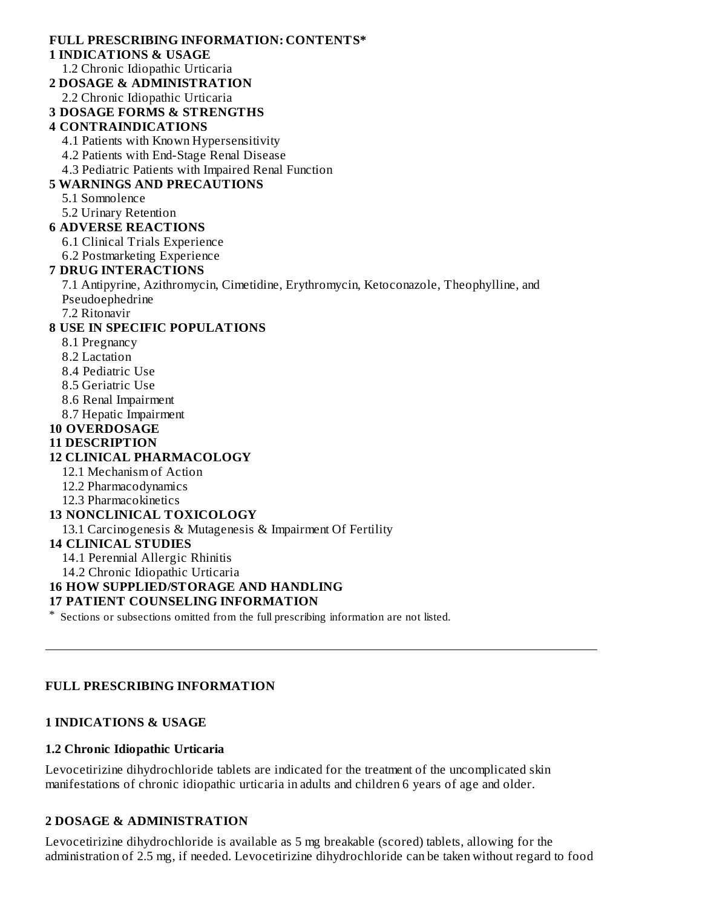**FULL PRESCRIBING INFORMATION: CONTENTS***

**1 INDICATIONS & USAGE**

1.2 Chronic Idiopathic Urticaria

**2 DOSAGE & ADMINISTRATION**

2.2 Chronic Idiopathic Urticaria

**3 DOSAGE FORMS & STRENGTHS**

**4 CONTRAINDICATIONS**

4.1 Patients with Known Hypersensitivity

4.2 Patients with End-Stage Renal Disease

4.3 Pediatric Patients with Impaired Renal Function

**5 WARNINGS AND PRECAUTIONS**

5.1 Somnolence

5.2 Urinary Retention

**6 ADVERSE REACTIONS**

6.1 Clinical Trials Experience

6.2 Postmarketing Experience

**7 DRUG INTERACTIONS**

7.1 Antipyrine, Azithromycin, Cimetidine, Erythromycin, Ketoconazole, Theophylline, and Pseudoephedrine

7.2 Ritonavir

**8 USE IN SPECIFIC POPULATIONS**

8.1 Pregnancy

8.2 Lactation

8.4 Pediatric Use

8.5 Geriatric Use

8.6 Renal Impairment

8.7 Hepatic Impairment

**10 OVERDOSAGE**

**11 DESCRIPTION**

**12 CLINICAL PHARMACOLOGY**

12.1 Mechanism of Action

12.2 Pharmacodynamics

12.3 Pharmacokinetics

**13 NONCLINICAL TOXICOLOGY**

13.1 Carcinogenesis & Mutagenesis & Impairment Of Fertility

**14 CLINICAL STUDIES**

14.1 Perennial Allergic Rhinitis

14.2 Chronic Idiopathic Urticaria

**16 HOW SUPPLIED/STORAGE AND HANDLING**

**17 PATIENT COUNSELING INFORMATION**

* Sections or subsections omitted from the full prescribing information are not listed.

---

## FULL PRESCRIBING INFORMATION

## 1 INDICATIONS & USAGE

### 1.2 Chronic Idiopathic Urticaria

Levocetirizine dihydrochloride tablets are indicated for the treatment of the uncomplicated skin manifestations of chronic idiopathic urticaria in adults and children 6 years of age and older.

## 2 DOSAGE & ADMINISTRATION

Levocetirizine dihydrochloride is available as 5 mg breakable (scored) tablets, allowing for the administration of 2.5 mg, if needed. Levocetirizine dihydrochloride can be taken without regard to food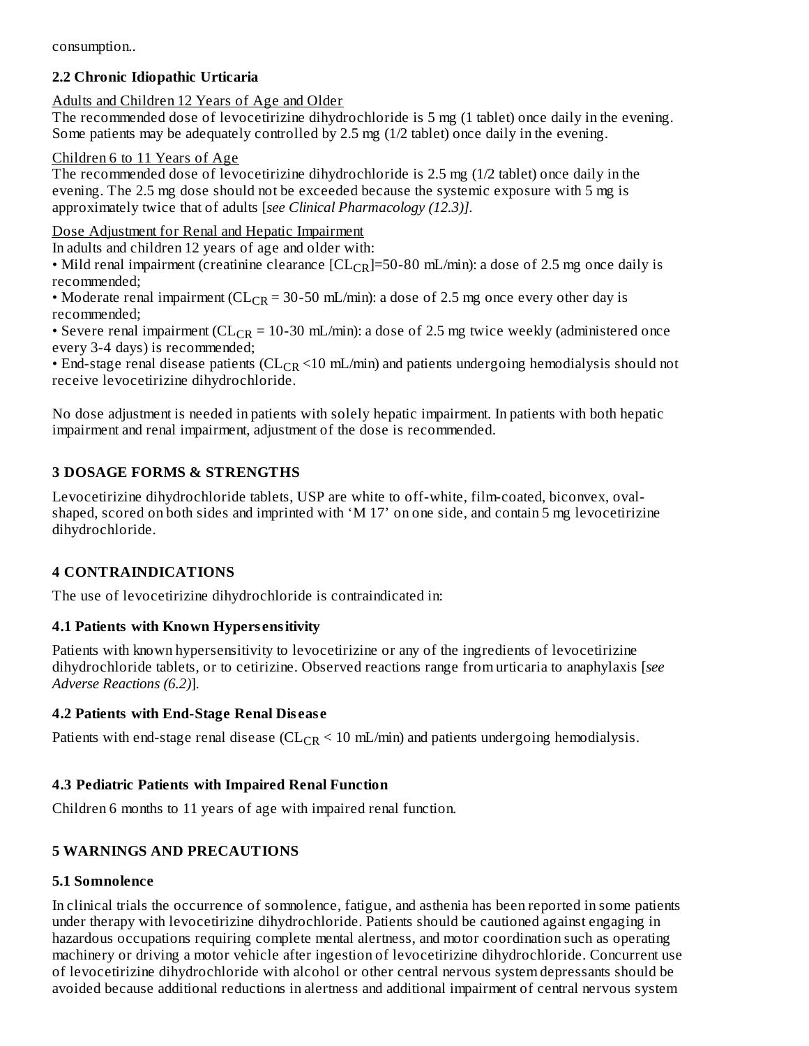consumption..

### 2.2 Chronic Idiopathic Urticaria

Adults and Children 12 Years of Age and Older

The recommended dose of levocetirizine dihydrochloride is 5 mg (1 tablet) once daily in the evening. Some patients may be adequately controlled by 2.5 mg (1/2 tablet) once daily in the evening.

Children 6 to 11 Years of Age

The recommended dose of levocetirizine dihydrochloride is 2.5 mg (1/2 tablet) once daily in the evening. The 2.5 mg dose should not be exceeded because the systemic exposure with 5 mg is approximately twice that of adults [*see Clinical Pharmacology (12.3)]*.

Dose Adjustment for Renal and Hepatic Impairment

In adults and children 12 years of age and older with:

- Mild renal impairment (creatinine clearance [$CL_{CR}$]=50-80 mL/min): a dose of 2.5 mg once daily is recommended;
- Moderate renal impairment ($CL_{CR}$ = 30-50 mL/min): a dose of 2.5 mg once every other day is recommended;
- Severe renal impairment ($CL_{CR}$ = 10-30 mL/min): a dose of 2.5 mg twice weekly (administered once every 3-4 days) is recommended;
- End-stage renal disease patients ($CL_{CR}$ <10 mL/min) and patients undergoing hemodialysis should not receive levocetirizine dihydrochloride.

No dose adjustment is needed in patients with solely hepatic impairment. In patients with both hepatic impairment and renal impairment, adjustment of the dose is recommended.

## 3 DOSAGE FORMS & STRENGTHS

Levocetirizine dihydrochloride tablets, USP are white to off-white, film-coated, biconvex, oval-shaped, scored on both sides and imprinted with 'M 17' on one side, and contain 5 mg levocetirizine dihydrochloride.

## 4 CONTRAINDICATIONS

The use of levocetirizine dihydrochloride is contraindicated in:

### 4.1 Patients with Known Hypersensitivity

Patients with known hypersensitivity to levocetirizine or any of the ingredients of levocetirizine dihydrochloride tablets, or to cetirizine. Observed reactions range from urticaria to anaphylaxis [*see Adverse Reactions (6.2)*].

### 4.2 Patients with End-Stage Renal Disease

Patients with end-stage renal disease ($CL_{CR}$ < 10 mL/min) and patients undergoing hemodialysis.

### 4.3 Pediatric Patients with Impaired Renal Function

Children 6 months to 11 years of age with impaired renal function.

## 5 WARNINGS AND PRECAUTIONS

### 5.1 Somnolence

In clinical trials the occurrence of somnolence, fatigue, and asthenia has been reported in some patients under therapy with levocetirizine dihydrochloride. Patients should be cautioned against engaging in hazardous occupations requiring complete mental alertness, and motor coordination such as operating machinery or driving a motor vehicle after ingestion of levocetirizine dihydrochloride. Concurrent use of levocetirizine dihydrochloride with alcohol or other central nervous system depressants should be avoided because additional reductions in alertness and additional impairment of central nervous system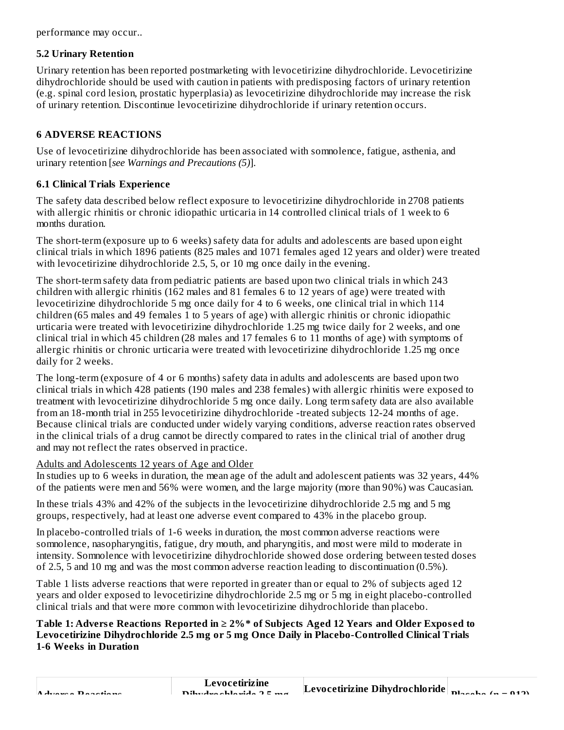performance may occur..

### 5.2 Urinary Retention

Urinary retention has been reported postmarketing with levocetirizine dihydrochloride. Levocetirizine dihydrochloride should be used with caution in patients with predisposing factors of urinary retention (e.g. spinal cord lesion, prostatic hyperplasia) as levocetirizine dihydrochloride may increase the risk of urinary retention. Discontinue levocetirizine dihydrochloride if urinary retention occurs.

## 6 ADVERSE REACTIONS

Use of levocetirizine dihydrochloride has been associated with somnolence, fatigue, asthenia, and urinary retention [*see Warnings and Precautions (5)*].

### 6.1 Clinical Trials Experience

The safety data described below reflect exposure to levocetirizine dihydrochloride in 2708 patients with allergic rhinitis or chronic idiopathic urticaria in 14 controlled clinical trials of 1 week to 6 months duration.

The short-term (exposure up to 6 weeks) safety data for adults and adolescents are based upon eight clinical trials in which 1896 patients (825 males and 1071 females aged 12 years and older) were treated with levocetirizine dihydrochloride 2.5, 5, or 10 mg once daily in the evening.

The short-term safety data from pediatric patients are based upon two clinical trials in which 243 children with allergic rhinitis (162 males and 81 females 6 to 12 years of age) were treated with levocetirizine dihydrochloride 5 mg once daily for 4 to 6 weeks, one clinical trial in which 114 children (65 males and 49 females 1 to 5 years of age) with allergic rhinitis or chronic idiopathic urticaria were treated with levocetirizine dihydrochloride 1.25 mg twice daily for 2 weeks, and one clinical trial in which 45 children (28 males and 17 females 6 to 11 months of age) with symptoms of allergic rhinitis or chronic urticaria were treated with levocetirizine dihydrochloride 1.25 mg once daily for 2 weeks.

The long-term (exposure of 4 or 6 months) safety data in adults and adolescents are based upon two clinical trials in which 428 patients (190 males and 238 females) with allergic rhinitis were exposed to treatment with levocetirizine dihydrochloride 5 mg once daily. Long term safety data are also available from an 18-month trial in 255 levocetirizine dihydrochloride -treated subjects 12-24 months of age. Because clinical trials are conducted under widely varying conditions, adverse reaction rates observed in the clinical trials of a drug cannot be directly compared to rates in the clinical trial of another drug and may not reflect the rates observed in practice.

Adults and Adolescents 12 years of Age and Older

In studies up to 6 weeks in duration, the mean age of the adult and adolescent patients was 32 years, 44% of the patients were men and 56% were women, and the large majority (more than 90%) was Caucasian.

In these trials 43% and 42% of the subjects in the levocetirizine dihydrochloride 2.5 mg and 5 mg groups, respectively, had at least one adverse event compared to 43% in the placebo group.

In placebo-controlled trials of 1-6 weeks in duration, the most common adverse reactions were somnolence, nasopharyngitis, fatigue, dry mouth, and pharyngitis, and most were mild to moderate in intensity. Somnolence with levocetirizine dihydrochloride showed dose ordering between tested doses of 2.5, 5 and 10 mg and was the most common adverse reaction leading to discontinuation (0.5%).

Table 1 lists adverse reactions that were reported in greater than or equal to 2% of subjects aged 12 years and older exposed to levocetirizine dihydrochloride 2.5 mg or 5 mg in eight placebo-controlled clinical trials and that were more common with levocetirizine dihydrochloride than placebo.

**Table 1: Adverse Reactions Reported in ≥ 2%* of Subjects Aged 12 Years and Older Exposed to Levocetirizine Dihydrochloride 2.5 mg or 5 mg Once Daily in Placebo-Controlled Clinical Trials 1-6 Weeks in Duration**

| Adverse Reactions | Levocetirizine Dihydrochloride 2.5 mg | Levocetirizine Dihydrochloride | Placebo (n = 912) |
|---|---|---|---|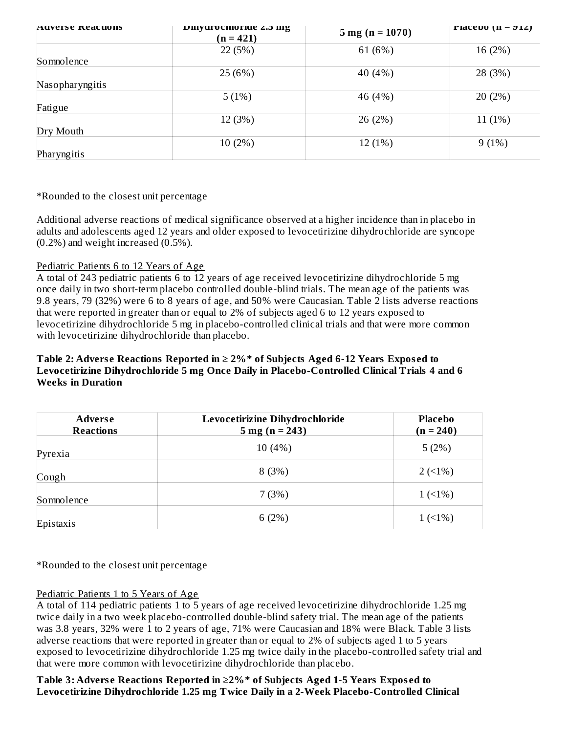| Adverse Reactions | Dihydrochloride 2.5 mg (n = 421) | 5 mg (n = 1070) | Placebo (n = 912) |
|---|---|---|---|
| Somnolence | 22 (5%) | 61 (6%) | 16 (2%) |
| Nasopharyngitis | 25 (6%) | 40 (4%) | 28 (3%) |
| Fatigue | 5 (1%) | 46 (4%) | 20 (2%) |
| Dry Mouth | 12 (3%) | 26 (2%) | 11 (1%) |
| Pharyngitis | 10 (2%) | 12 (1%) | 9 (1%) |

*Rounded to the closest unit percentage

Additional adverse reactions of medical significance observed at a higher incidence than in placebo in adults and adolescents aged 12 years and older exposed to levocetirizine dihydrochloride are syncope (0.2%) and weight increased (0.5%).

Pediatric Patients 6 to 12 Years of Age

A total of 243 pediatric patients 6 to 12 years of age received levocetirizine dihydrochloride 5 mg once daily in two short-term placebo controlled double-blind trials. The mean age of the patients was 9.8 years, 79 (32%) were 6 to 8 years of age, and 50% were Caucasian. Table 2 lists adverse reactions that were reported in greater than or equal to 2% of subjects aged 6 to 12 years exposed to levocetirizine dihydrochloride 5 mg in placebo-controlled clinical trials and that were more common with levocetirizine dihydrochloride than placebo.

**Table 2: Adverse Reactions Reported in ≥ 2%* of Subjects Aged 6-12 Years Exposed to Levocetirizine Dihydrochloride 5 mg Once Daily in Placebo-Controlled Clinical Trials 4 and 6 Weeks in Duration**

| Adverse Reactions | Levocetirizine Dihydrochloride 5 mg (n = 243) | Placebo (n = 240) |
|---|---|---|
| Pyrexia | 10 (4%) | 5 (2%) |
| Cough | 8 (3%) | 2 (<1%) |
| Somnolence | 7 (3%) | 1 (<1%) |
| Epistaxis | 6 (2%) | 1 (<1%) |

*Rounded to the closest unit percentage

Pediatric Patients 1 to 5 Years of Age

A total of 114 pediatric patients 1 to 5 years of age received levocetirizine dihydrochloride 1.25 mg twice daily in a two week placebo-controlled double-blind safety trial. The mean age of the patients was 3.8 years, 32% were 1 to 2 years of age, 71% were Caucasian and 18% were Black. Table 3 lists adverse reactions that were reported in greater than or equal to 2% of subjects aged 1 to 5 years exposed to levocetirizine dihydrochloride 1.25 mg twice daily in the placebo-controlled safety trial and that were more common with levocetirizine dihydrochloride than placebo.

**Table 3: Adverse Reactions Reported in ≥2%* of Subjects Aged 1-5 Years Exposed to Levocetirizine Dihydrochloride 1.25 mg Twice Daily in a 2-Week Placebo-Controlled Clinical**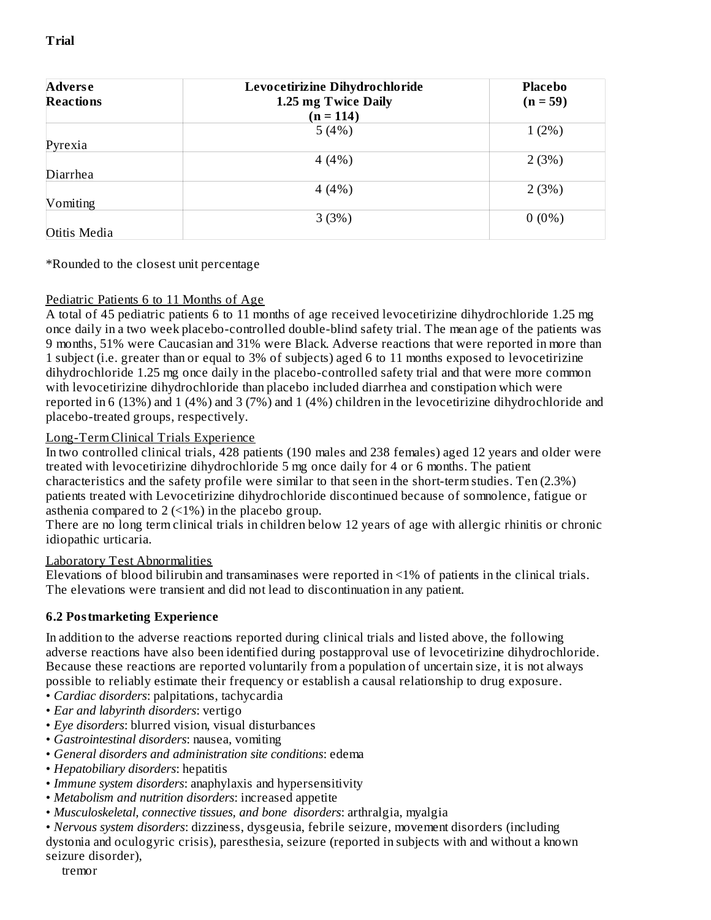**Trial**

| Adverse Reactions | Levocetirizine Dihydrochloride 1.25 mg Twice Daily (n = 114) | Placebo (n = 59) |
|---|---|---|
| Pyrexia | 5 (4%) | 1 (2%) |
| Diarrhea | 4 (4%) | 2 (3%) |
| Vomiting | 4 (4%) | 2 (3%) |
| Otitis Media | 3 (3%) | 0 (0%) |

*Rounded to the closest unit percentage

Pediatric Patients 6 to 11 Months of Age

A total of 45 pediatric patients 6 to 11 months of age received levocetirizine dihydrochloride 1.25 mg once daily in a two week placebo-controlled double-blind safety trial. The mean age of the patients was 9 months, 51% were Caucasian and 31% were Black. Adverse reactions that were reported in more than 1 subject (i.e. greater than or equal to 3% of subjects) aged 6 to 11 months exposed to levocetirizine dihydrochloride 1.25 mg once daily in the placebo-controlled safety trial and that were more common with levocetirizine dihydrochloride than placebo included diarrhea and constipation which were reported in 6 (13%) and 1 (4%) and 3 (7%) and 1 (4%) children in the levocetirizine dihydrochloride and placebo-treated groups, respectively.

Long-Term Clinical Trials Experience

In two controlled clinical trials, 428 patients (190 males and 238 females) aged 12 years and older were treated with levocetirizine dihydrochloride 5 mg once daily for 4 or 6 months. The patient characteristics and the safety profile were similar to that seen in the short-term studies. Ten (2.3%) patients treated with Levocetirizine dihydrochloride discontinued because of somnolence, fatigue or asthenia compared to 2 (<1%) in the placebo group.

There are no long term clinical trials in children below 12 years of age with allergic rhinitis or chronic idiopathic urticaria.

Laboratory Test Abnormalities

Elevations of blood bilirubin and transaminases were reported in <1% of patients in the clinical trials. The elevations were transient and did not lead to discontinuation in any patient.

### 6.2 Postmarketing Experience

In addition to the adverse reactions reported during clinical trials and listed above, the following adverse reactions have also been identified during postapproval use of levocetirizine dihydrochloride. Because these reactions are reported voluntarily from a population of uncertain size, it is not always possible to reliably estimate their frequency or establish a causal relationship to drug exposure.

- *Cardiac disorders*: palpitations, tachycardia
- *Ear and labyrinth disorders*: vertigo
- *Eye disorders*: blurred vision, visual disturbances
- *Gastrointestinal disorders*: nausea, vomiting
- *General disorders and administration site conditions*: edema
- *Hepatobiliary disorders*: hepatitis
- *Immune system disorders*: anaphylaxis and hypersensitivity
- *Metabolism and nutrition disorders*: increased appetite
- *Musculoskeletal, connective tissues, and bone disorders*: arthralgia, myalgia
- *Nervous system disorders*: dizziness, dysgeusia, febrile seizure, movement disorders (including dystonia and oculogyric crisis), paresthesia, seizure (reported in subjects with and without a known seizure disorder), tremor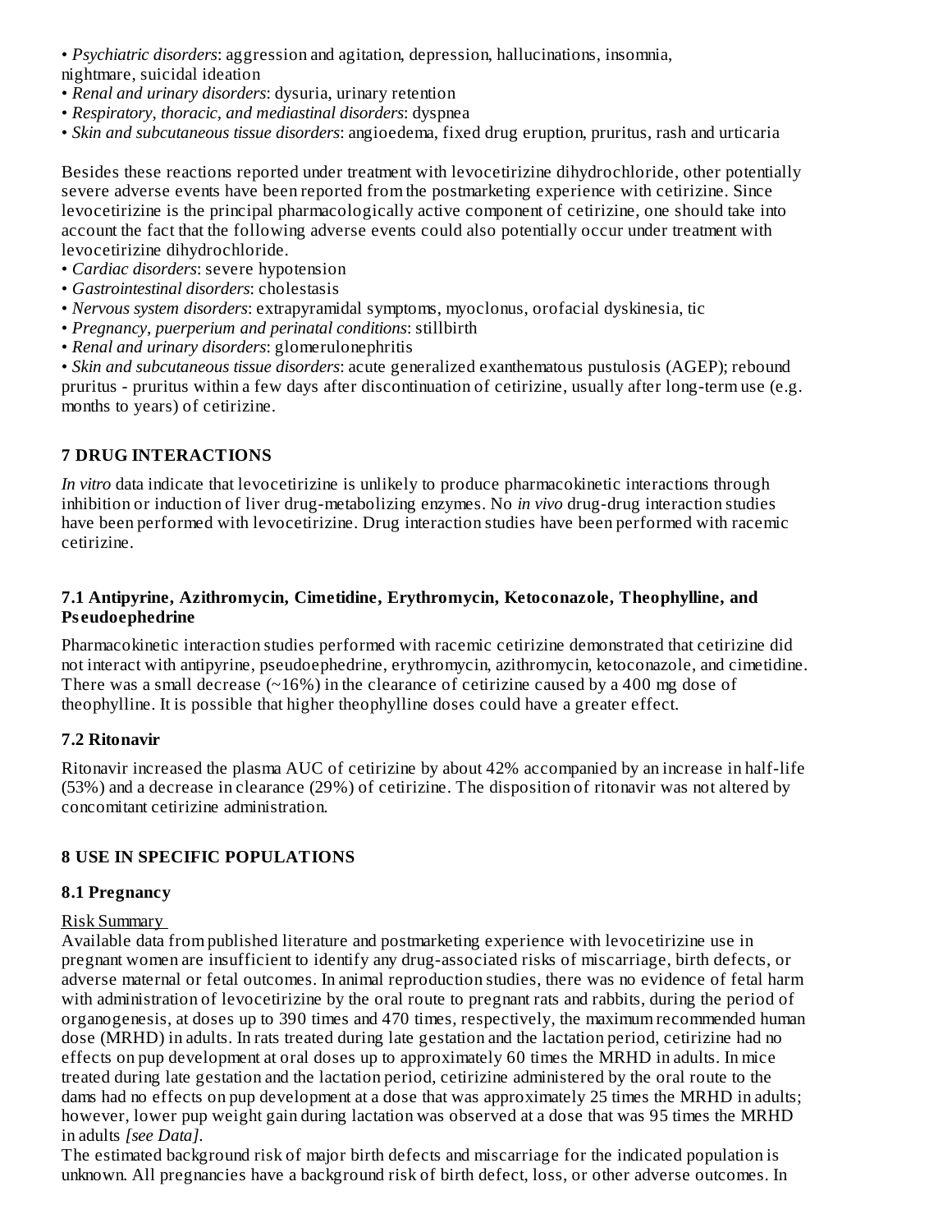- *Psychiatric disorders*: aggression and agitation, depression, hallucinations, insomnia, nightmare, suicidal ideation
- *Renal and urinary disorders*: dysuria, urinary retention
- *Respiratory, thoracic, and mediastinal disorders*: dyspnea
- *Skin and subcutaneous tissue disorders*: angioedema, fixed drug eruption, pruritus, rash and urticaria

Besides these reactions reported under treatment with levocetirizine dihydrochloride, other potentially severe adverse events have been reported from the postmarketing experience with cetirizine. Since levocetirizine is the principal pharmacologically active component of cetirizine, one should take into account the fact that the following adverse events could also potentially occur under treatment with levocetirizine dihydrochloride.

- *Cardiac disorders*: severe hypotension
- *Gastrointestinal disorders*: cholestasis
- *Nervous system disorders*: extrapyramidal symptoms, myoclonus, orofacial dyskinesia, tic
- *Pregnancy, puerperium and perinatal conditions*: stillbirth
- *Renal and urinary disorders*: glomerulonephritis
- *Skin and subcutaneous tissue disorders*: acute generalized exanthematous pustulosis (AGEP); rebound pruritus - pruritus within a few days after discontinuation of cetirizine, usually after long-term use (e.g. months to years) of cetirizine.

## 7 DRUG INTERACTIONS

*In vitro* data indicate that levocetirizine is unlikely to produce pharmacokinetic interactions through inhibition or induction of liver drug-metabolizing enzymes. No *in vivo* drug-drug interaction studies have been performed with levocetirizine. Drug interaction studies have been performed with racemic cetirizine.

### 7.1 Antipyrine, Azithromycin, Cimetidine, Erythromycin, Ketoconazole, Theophylline, and Pseudoephedrine

Pharmacokinetic interaction studies performed with racemic cetirizine demonstrated that cetirizine did not interact with antipyrine, pseudoephedrine, erythromycin, azithromycin, ketoconazole, and cimetidine. There was a small decrease (~16%) in the clearance of cetirizine caused by a 400 mg dose of theophylline. It is possible that higher theophylline doses could have a greater effect.

### 7.2 Ritonavir

Ritonavir increased the plasma AUC of cetirizine by about 42% accompanied by an increase in half-life (53%) and a decrease in clearance (29%) of cetirizine. The disposition of ritonavir was not altered by concomitant cetirizine administration.

## 8 USE IN SPECIFIC POPULATIONS

### 8.1 Pregnancy

Risk Summary

Available data from published literature and postmarketing experience with levocetirizine use in pregnant women are insufficient to identify any drug-associated risks of miscarriage, birth defects, or adverse maternal or fetal outcomes. In animal reproduction studies, there was no evidence of fetal harm with administration of levocetirizine by the oral route to pregnant rats and rabbits, during the period of organogenesis, at doses up to 390 times and 470 times, respectively, the maximum recommended human dose (MRHD) in adults. In rats treated during late gestation and the lactation period, cetirizine had no effects on pup development at oral doses up to approximately 60 times the MRHD in adults. In mice treated during late gestation and the lactation period, cetirizine administered by the oral route to the dams had no effects on pup development at a dose that was approximately 25 times the MRHD in adults; however, lower pup weight gain during lactation was observed at a dose that was 95 times the MRHD in adults *[see Data]*.

The estimated background risk of major birth defects and miscarriage for the indicated population is unknown. All pregnancies have a background risk of birth defect, loss, or other adverse outcomes. In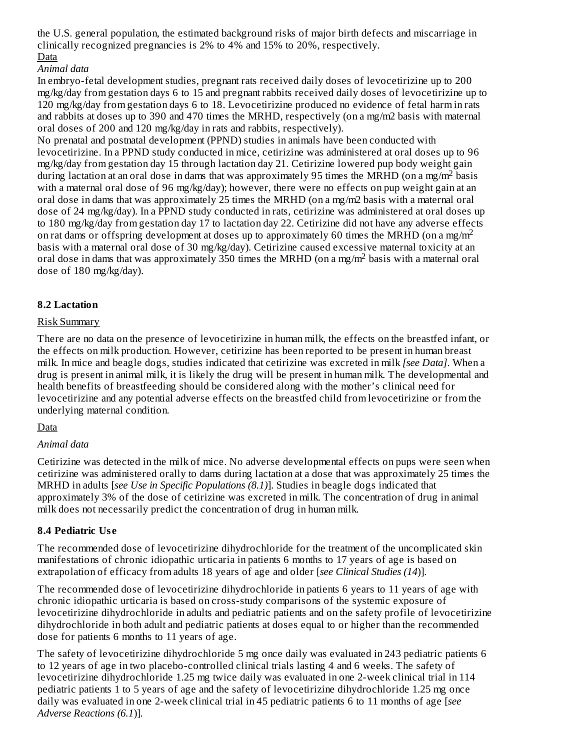the U.S. general population, the estimated background risks of major birth defects and miscarriage in clinically recognized pregnancies is 2% to 4% and 15% to 20%, respectively.

Data

*Animal data*

In embryo-fetal development studies, pregnant rats received daily doses of levocetirizine up to 200 mg/kg/day from gestation days 6 to 15 and pregnant rabbits received daily doses of levocetirizine up to 120 mg/kg/day from gestation days 6 to 18. Levocetirizine produced no evidence of fetal harm in rats and rabbits at doses up to 390 and 470 times the MRHD, respectively (on a mg/m2 basis with maternal oral doses of 200 and 120 mg/kg/day in rats and rabbits, respectively).

No prenatal and postnatal development (PPND) studies in animals have been conducted with levocetirizine. In a PPND study conducted in mice, cetirizine was administered at oral doses up to 96 mg/kg/day from gestation day 15 through lactation day 21. Cetirizine lowered pup body weight gain during lactation at an oral dose in dams that was approximately 95 times the MRHD (on a mg/$m^2$ basis with a maternal oral dose of 96 mg/kg/day); however, there were no effects on pup weight gain at an oral dose in dams that was approximately 25 times the MRHD (on a mg/m2 basis with a maternal oral dose of 24 mg/kg/day). In a PPND study conducted in rats, cetirizine was administered at oral doses up to 180 mg/kg/day from gestation day 17 to lactation day 22. Cetirizine did not have any adverse effects on rat dams or offspring development at doses up to approximately 60 times the MRHD (on a mg/$m^2$ basis with a maternal oral dose of 30 mg/kg/day). Cetirizine caused excessive maternal toxicity at an oral dose in dams that was approximately 350 times the MRHD (on a mg/$m^2$ basis with a maternal oral dose of 180 mg/kg/day).

## 8.2 Lactation

Risk Summary

There are no data on the presence of levocetirizine in human milk, the effects on the breastfed infant, or the effects on milk production. However, cetirizine has been reported to be present in human breast milk. In mice and beagle dogs, studies indicated that cetirizine was excreted in milk *[see Data]*. When a drug is present in animal milk, it is likely the drug will be present in human milk. The developmental and health benefits of breastfeeding should be considered along with the mother's clinical need for levocetirizine and any potential adverse effects on the breastfed child from levocetirizine or from the underlying maternal condition.

Data

*Animal data*

Cetirizine was detected in the milk of mice. No adverse developmental effects on pups were seen when cetirizine was administered orally to dams during lactation at a dose that was approximately 25 times the MRHD in adults [*see Use in Specific Populations (8.1)*]. Studies in beagle dogs indicated that approximately 3% of the dose of cetirizine was excreted in milk. The concentration of drug in animal milk does not necessarily predict the concentration of drug in human milk.

## 8.4 Pediatric Use

The recommended dose of levocetirizine dihydrochloride for the treatment of the uncomplicated skin manifestations of chronic idiopathic urticaria in patients 6 months to 17 years of age is based on extrapolation of efficacy from adults 18 years of age and older [*see Clinical Studies (14)*].

The recommended dose of levocetirizine dihydrochloride in patients 6 years to 11 years of age with chronic idiopathic urticaria is based on cross-study comparisons of the systemic exposure of levocetirizine dihydrochloride in adults and pediatric patients and on the safety profile of levocetirizine dihydrochloride in both adult and pediatric patients at doses equal to or higher than the recommended dose for patients 6 months to 11 years of age.

The safety of levocetirizine dihydrochloride 5 mg once daily was evaluated in 243 pediatric patients 6 to 12 years of age in two placebo-controlled clinical trials lasting 4 and 6 weeks. The safety of levocetirizine dihydrochloride 1.25 mg twice daily was evaluated in one 2-week clinical trial in 114 pediatric patients 1 to 5 years of age and the safety of levocetirizine dihydrochloride 1.25 mg once daily was evaluated in one 2-week clinical trial in 45 pediatric patients 6 to 11 months of age [*see Adverse Reactions (6.1)*].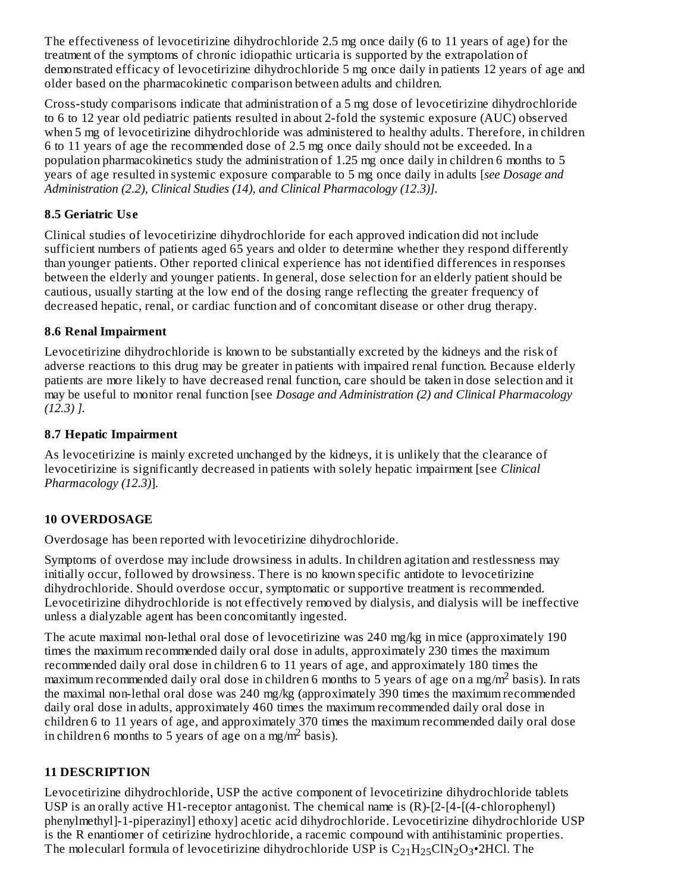The effectiveness of levocetirizine dihydrochloride 2.5 mg once daily (6 to 11 years of age) for the treatment of the symptoms of chronic idiopathic urticaria is supported by the extrapolation of demonstrated efficacy of levocetirizine dihydrochloride 5 mg once daily in patients 12 years of age and older based on the pharmacokinetic comparison between adults and children.

Cross-study comparisons indicate that administration of a 5 mg dose of levocetirizine dihydrochloride to 6 to 12 year old pediatric patients resulted in about 2-fold the systemic exposure (AUC) observed when 5 mg of levocetirizine dihydrochloride was administered to healthy adults. Therefore, in children 6 to 11 years of age the recommended dose of 2.5 mg once daily should not be exceeded. In a population pharmacokinetics study the administration of 1.25 mg once daily in children 6 months to 5 years of age resulted in systemic exposure comparable to 5 mg once daily in adults [*see Dosage and Administration (2.2), Clinical Studies (14), and Clinical Pharmacology (12.3)]*.

### 8.5 Geriatric Use

Clinical studies of levocetirizine dihydrochloride for each approved indication did not include sufficient numbers of patients aged 65 years and older to determine whether they respond differently than younger patients. Other reported clinical experience has not identified differences in responses between the elderly and younger patients. In general, dose selection for an elderly patient should be cautious, usually starting at the low end of the dosing range reflecting the greater frequency of decreased hepatic, renal, or cardiac function and of concomitant disease or other drug therapy.

### 8.6 Renal Impairment

Levocetirizine dihydrochloride is known to be substantially excreted by the kidneys and the risk of adverse reactions to this drug may be greater in patients with impaired renal function. Because elderly patients are more likely to have decreased renal function, care should be taken in dose selection and it may be useful to monitor renal function [see *Dosage and Administration (2) and Clinical Pharmacology (12.3) ]*.

### 8.7 Hepatic Impairment

As levocetirizine is mainly excreted unchanged by the kidneys, it is unlikely that the clearance of levocetirizine is significantly decreased in patients with solely hepatic impairment [see *Clinical Pharmacology (12.3)*].

## 10 OVERDOSAGE

Overdosage has been reported with levocetirizine dihydrochloride.

Symptoms of overdose may include drowsiness in adults. In children agitation and restlessness may initially occur, followed by drowsiness. There is no known specific antidote to levocetirizine dihydrochloride. Should overdose occur, symptomatic or supportive treatment is recommended. Levocetirizine dihydrochloride is not effectively removed by dialysis, and dialysis will be ineffective unless a dialyzable agent has been concomitantly ingested.

The acute maximal non-lethal oral dose of levocetirizine was 240 mg/kg in mice (approximately 190 times the maximum recommended daily oral dose in adults, approximately 230 times the maximum recommended daily oral dose in children 6 to 11 years of age, and approximately 180 times the maximum recommended daily oral dose in children 6 months to 5 years of age on a mg/$m^2$ basis). In rats the maximal non-lethal oral dose was 240 mg/kg (approximately 390 times the maximum recommended daily oral dose in adults, approximately 460 times the maximum recommended daily oral dose in children 6 to 11 years of age, and approximately 370 times the maximum recommended daily oral dose in children 6 months to 5 years of age on a mg/$m^2$ basis).

## 11 DESCRIPTION

Levocetirizine dihydrochloride, USP the active component of levocetirizine dihydrochloride tablets USP is an orally active H1-receptor antagonist. The chemical name is (R)-[2-[4-[(4-chlorophenyl) phenylmethyl]-1-piperazinyl] ethoxy] acetic acid dihydrochloride. Levocetirizine dihydrochloride USP is the R enantiomer of cetirizine hydrochloride, a racemic compound with antihistaminic properties. The molecularl formula of levocetirizine dihydrochloride USP is $C_{21}H_{25}ClN_2O_3$•2HCl. The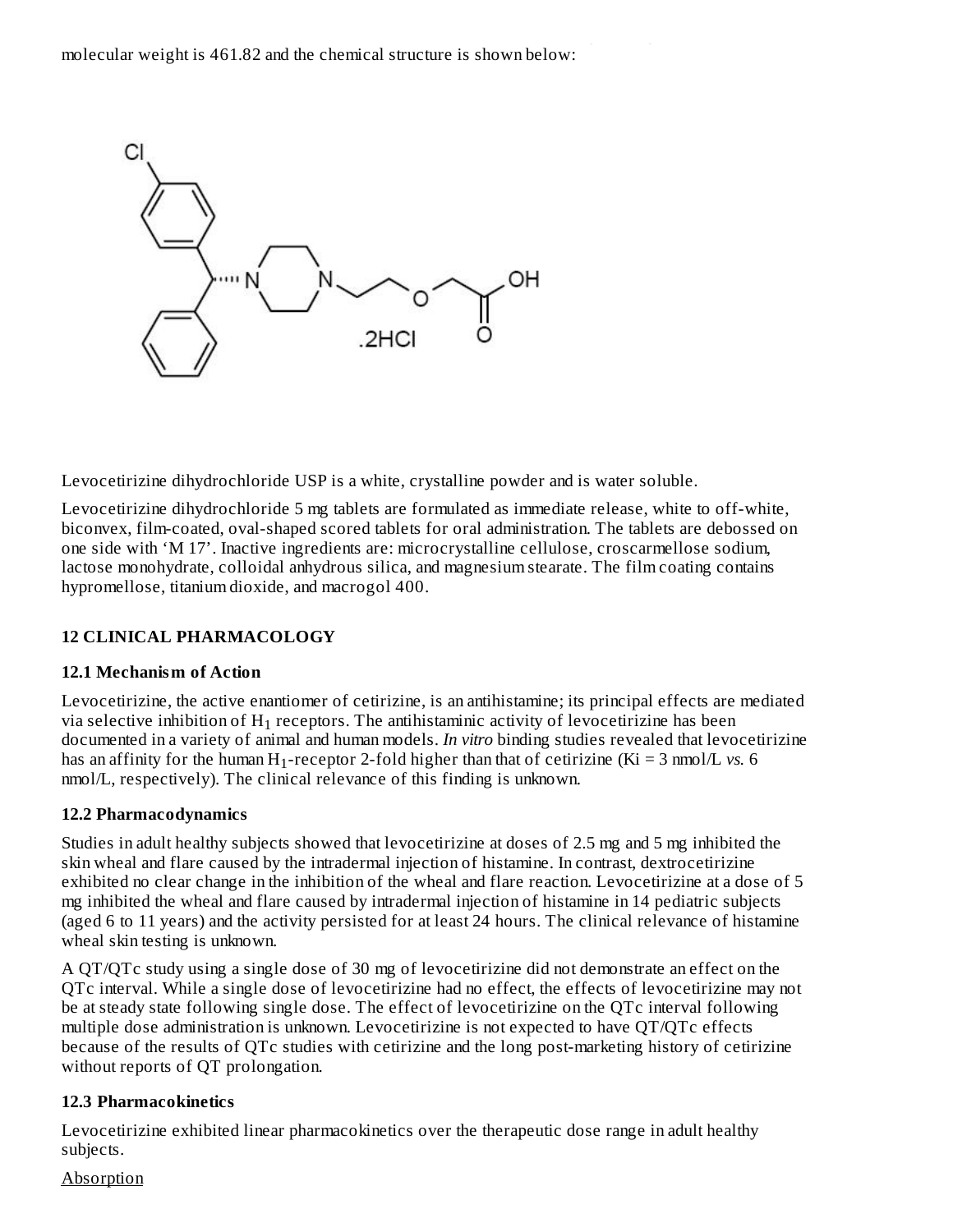molecular weight is 461.82 and the chemical structure is shown below:

Levocetirizine dihydrochloride USP is a white, crystalline powder and is water soluble.

Levocetirizine dihydrochloride 5 mg tablets are formulated as immediate release, white to off-white, biconvex, film-coated, oval-shaped scored tablets for oral administration. The tablets are debossed on one side with 'M 17'. Inactive ingredients are: microcrystalline cellulose, croscarmellose sodium, lactose monohydrate, colloidal anhydrous silica, and magnesium stearate. The film coating contains hypromellose, titanium dioxide, and macrogol 400.

## 12 CLINICAL PHARMACOLOGY

### 12.1 Mechanism of Action

Levocetirizine, the active enantiomer of cetirizine, is an antihistamine; its principal effects are mediated via selective inhibition of $H_1$ receptors. The antihistaminic activity of levocetirizine has been documented in a variety of animal and human models. *In vitro* binding studies revealed that levocetirizine has an affinity for the human $H_1$-receptor 2-fold higher than that of cetirizine (Ki = 3 nmol/L *vs.* 6 nmol/L, respectively). The clinical relevance of this finding is unknown.

### 12.2 Pharmacodynamics

Studies in adult healthy subjects showed that levocetirizine at doses of 2.5 mg and 5 mg inhibited the skin wheal and flare caused by the intradermal injection of histamine. In contrast, dextrocetirizine exhibited no clear change in the inhibition of the wheal and flare reaction. Levocetirizine at a dose of 5 mg inhibited the wheal and flare caused by intradermal injection of histamine in 14 pediatric subjects (aged 6 to 11 years) and the activity persisted for at least 24 hours. The clinical relevance of histamine wheal skin testing is unknown.

A QT/QTc study using a single dose of 30 mg of levocetirizine did not demonstrate an effect on the QTc interval. While a single dose of levocetirizine had no effect, the effects of levocetirizine may not be at steady state following single dose. The effect of levocetirizine on the QTc interval following multiple dose administration is unknown. Levocetirizine is not expected to have QT/QTc effects because of the results of QTc studies with cetirizine and the long post-marketing history of cetirizine without reports of QT prolongation.

### 12.3 Pharmacokinetics

Levocetirizine exhibited linear pharmacokinetics over the therapeutic dose range in adult healthy subjects.

Absorption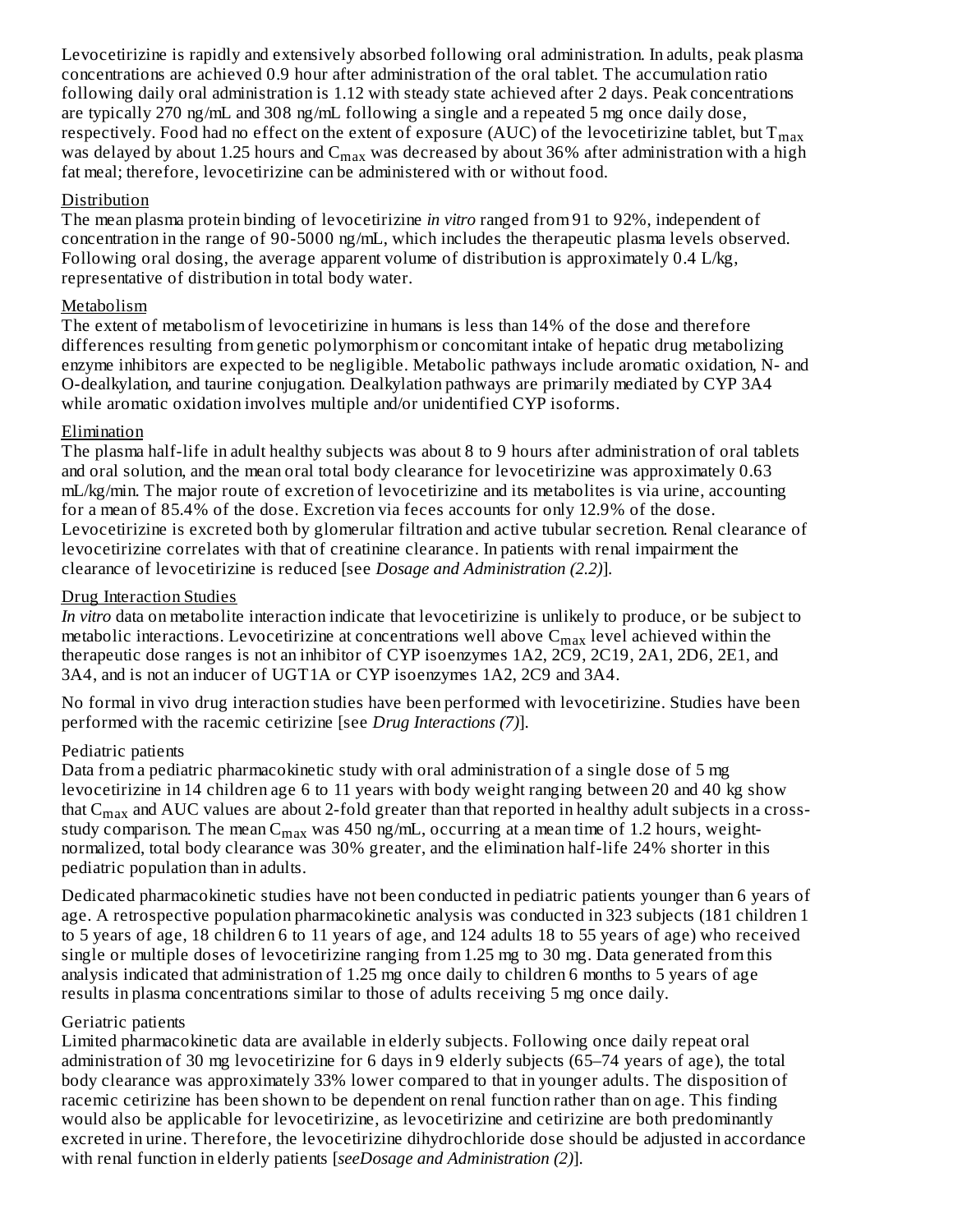Levocetirizine is rapidly and extensively absorbed following oral administration. In adults, peak plasma concentrations are achieved 0.9 hour after administration of the oral tablet. The accumulation ratio following daily oral administration is 1.12 with steady state achieved after 2 days. Peak concentrations are typically 270 ng/mL and 308 ng/mL following a single and a repeated 5 mg once daily dose, respectively. Food had no effect on the extent of exposure (AUC) of the levocetirizine tablet, but $T_{max}$ was delayed by about 1.25 hours and $C_{max}$ was decreased by about 36% after administration with a high fat meal; therefore, levocetirizine can be administered with or without food.

Distribution

The mean plasma protein binding of levocetirizine *in vitro* ranged from 91 to 92%, independent of concentration in the range of 90-5000 ng/mL, which includes the therapeutic plasma levels observed. Following oral dosing, the average apparent volume of distribution is approximately 0.4 L/kg, representative of distribution in total body water.

Metabolism

The extent of metabolism of levocetirizine in humans is less than 14% of the dose and therefore differences resulting from genetic polymorphism or concomitant intake of hepatic drug metabolizing enzyme inhibitors are expected to be negligible. Metabolic pathways include aromatic oxidation, N- and O-dealkylation, and taurine conjugation. Dealkylation pathways are primarily mediated by CYP 3A4 while aromatic oxidation involves multiple and/or unidentified CYP isoforms.

Elimination

The plasma half-life in adult healthy subjects was about 8 to 9 hours after administration of oral tablets and oral solution, and the mean oral total body clearance for levocetirizine was approximately 0.63 mL/kg/min. The major route of excretion of levocetirizine and its metabolites is via urine, accounting for a mean of 85.4% of the dose. Excretion via feces accounts for only 12.9% of the dose. Levocetirizine is excreted both by glomerular filtration and active tubular secretion. Renal clearance of levocetirizine correlates with that of creatinine clearance. In patients with renal impairment the clearance of levocetirizine is reduced [see *Dosage and Administration (2.2)*].

Drug Interaction Studies

*In vitro* data on metabolite interaction indicate that levocetirizine is unlikely to produce, or be subject to metabolic interactions. Levocetirizine at concentrations well above $C_{max}$ level achieved within the therapeutic dose ranges is not an inhibitor of CYP isoenzymes 1A2, 2C9, 2C19, 2A1, 2D6, 2E1, and 3A4, and is not an inducer of UGT1A or CYP isoenzymes 1A2, 2C9 and 3A4.

No formal in vivo drug interaction studies have been performed with levocetirizine. Studies have been performed with the racemic cetirizine [see *Drug Interactions (7)*].

Pediatric patients

Data from a pediatric pharmacokinetic study with oral administration of a single dose of 5 mg levocetirizine in 14 children age 6 to 11 years with body weight ranging between 20 and 40 kg show that $C_{max}$ and AUC values are about 2-fold greater than that reported in healthy adult subjects in a cross-study comparison. The mean $C_{max}$ was 450 ng/mL, occurring at a mean time of 1.2 hours, weight-normalized, total body clearance was 30% greater, and the elimination half-life 24% shorter in this pediatric population than in adults.

Dedicated pharmacokinetic studies have not been conducted in pediatric patients younger than 6 years of age. A retrospective population pharmacokinetic analysis was conducted in 323 subjects (181 children 1 to 5 years of age, 18 children 6 to 11 years of age, and 124 adults 18 to 55 years of age) who received single or multiple doses of levocetirizine ranging from 1.25 mg to 30 mg. Data generated from this analysis indicated that administration of 1.25 mg once daily to children 6 months to 5 years of age results in plasma concentrations similar to those of adults receiving 5 mg once daily.

Geriatric patients

Limited pharmacokinetic data are available in elderly subjects. Following once daily repeat oral administration of 30 mg levocetirizine for 6 days in 9 elderly subjects (65–74 years of age), the total body clearance was approximately 33% lower compared to that in younger adults. The disposition of racemic cetirizine has been shown to be dependent on renal function rather than on age. This finding would also be applicable for levocetirizine, as levocetirizine and cetirizine are both predominantly excreted in urine. Therefore, the levocetirizine dihydrochloride dose should be adjusted in accordance with renal function in elderly patients [*seeDosage and Administration (2)*].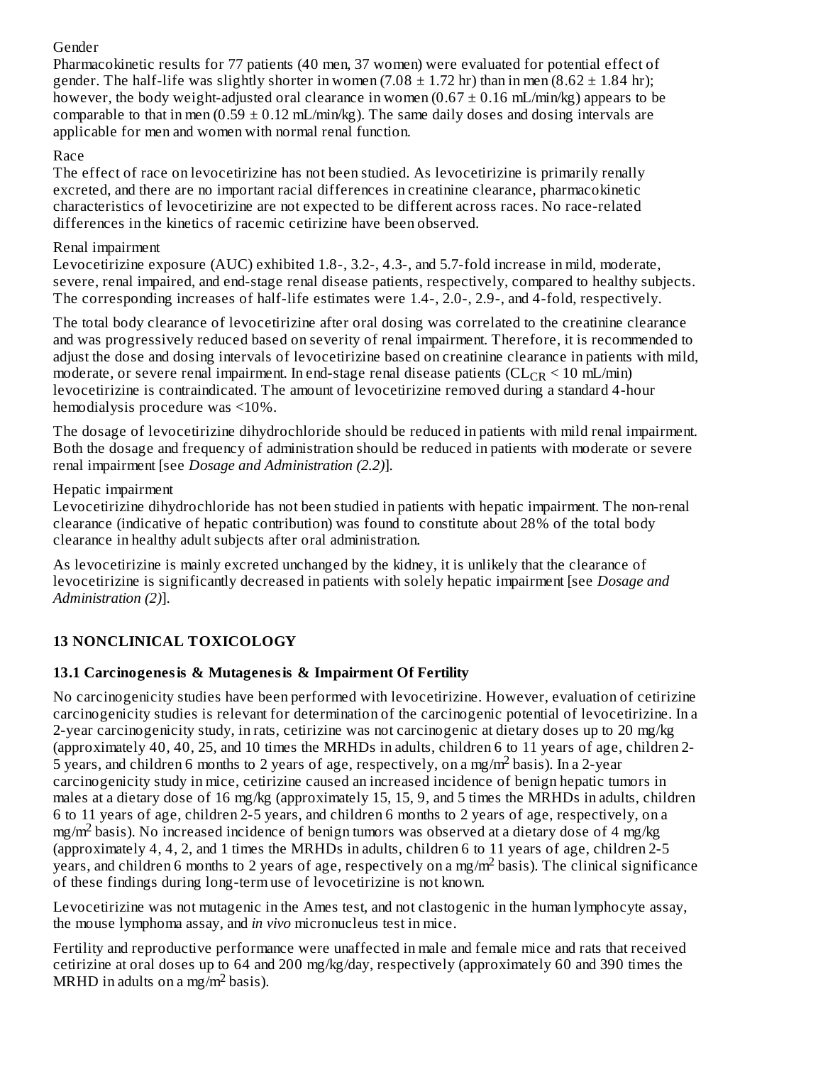Gender

Pharmacokinetic results for 77 patients (40 men, 37 women) were evaluated for potential effect of gender. The half-life was slightly shorter in women (7.08 ± 1.72 hr) than in men (8.62 ± 1.84 hr); however, the body weight-adjusted oral clearance in women (0.67 ± 0.16 mL/min/kg) appears to be comparable to that in men (0.59 ± 0.12 mL/min/kg). The same daily doses and dosing intervals are applicable for men and women with normal renal function.

Race

The effect of race on levocetirizine has not been studied. As levocetirizine is primarily renally excreted, and there are no important racial differences in creatinine clearance, pharmacokinetic characteristics of levocetirizine are not expected to be different across races. No race-related differences in the kinetics of racemic cetirizine have been observed.

Renal impairment

Levocetirizine exposure (AUC) exhibited 1.8-, 3.2-, 4.3-, and 5.7-fold increase in mild, moderate, severe, renal impaired, and end-stage renal disease patients, respectively, compared to healthy subjects. The corresponding increases of half-life estimates were 1.4-, 2.0-, 2.9-, and 4-fold, respectively.

The total body clearance of levocetirizine after oral dosing was correlated to the creatinine clearance and was progressively reduced based on severity of renal impairment. Therefore, it is recommended to adjust the dose and dosing intervals of levocetirizine based on creatinine clearance in patients with mild, moderate, or severe renal impairment. In end-stage renal disease patients ($CL_{CR}$ < 10 mL/min) levocetirizine is contraindicated. The amount of levocetirizine removed during a standard 4-hour hemodialysis procedure was <10%.

The dosage of levocetirizine dihydrochloride should be reduced in patients with mild renal impairment. Both the dosage and frequency of administration should be reduced in patients with moderate or severe renal impairment [see *Dosage and Administration (2.2)*].

Hepatic impairment

Levocetirizine dihydrochloride has not been studied in patients with hepatic impairment. The non-renal clearance (indicative of hepatic contribution) was found to constitute about 28% of the total body clearance in healthy adult subjects after oral administration.

As levocetirizine is mainly excreted unchanged by the kidney, it is unlikely that the clearance of levocetirizine is significantly decreased in patients with solely hepatic impairment [see *Dosage and Administration (2)*].

## 13 NONCLINICAL TOXICOLOGY

### 13.1 Carcinogenesis & Mutagenesis & Impairment Of Fertility

No carcinogenicity studies have been performed with levocetirizine. However, evaluation of cetirizine carcinogenicity studies is relevant for determination of the carcinogenic potential of levocetirizine. In a 2-year carcinogenicity study, in rats, cetirizine was not carcinogenic at dietary doses up to 20 mg/kg (approximately 40, 40, 25, and 10 times the MRHDs in adults, children 6 to 11 years of age, children 2-5 years, and children 6 months to 2 years of age, respectively, on a mg/$m^2$ basis). In a 2-year carcinogenicity study in mice, cetirizine caused an increased incidence of benign hepatic tumors in males at a dietary dose of 16 mg/kg (approximately 15, 15, 9, and 5 times the MRHDs in adults, children 6 to 11 years of age, children 2-5 years, and children 6 months to 2 years of age, respectively, on a mg/$m^2$ basis). No increased incidence of benign tumors was observed at a dietary dose of 4 mg/kg (approximately 4, 4, 2, and 1 times the MRHDs in adults, children 6 to 11 years of age, children 2-5 years, and children 6 months to 2 years of age, respectively on a mg/$m^2$ basis). The clinical significance of these findings during long-term use of levocetirizine is not known.

Levocetirizine was not mutagenic in the Ames test, and not clastogenic in the human lymphocyte assay, the mouse lymphoma assay, and *in vivo* micronucleus test in mice.

Fertility and reproductive performance were unaffected in male and female mice and rats that received cetirizine at oral doses up to 64 and 200 mg/kg/day, respectively (approximately 60 and 390 times the MRHD in adults on a mg/$m^2$ basis).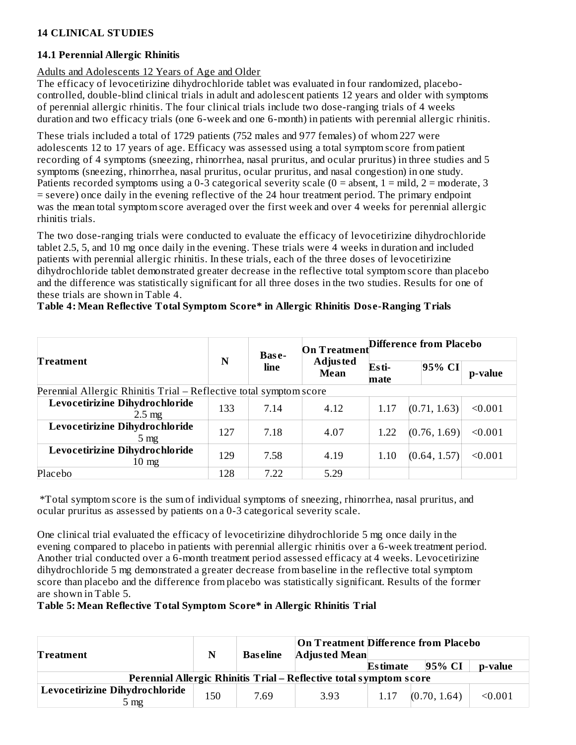## 14 CLINICAL STUDIES

### 14.1 Perennial Allergic Rhinitis

Adults and Adolescents 12 Years of Age and Older

The efficacy of levocetirizine dihydrochloride tablet was evaluated in four randomized, placebo-controlled, double-blind clinical trials in adult and adolescent patients 12 years and older with symptoms of perennial allergic rhinitis. The four clinical trials include two dose-ranging trials of 4 weeks duration and two efficacy trials (one 6-week and one 6-month) in patients with perennial allergic rhinitis.

These trials included a total of 1729 patients (752 males and 977 females) of whom 227 were adolescents 12 to 17 years of age. Efficacy was assessed using a total symptom score from patient recording of 4 symptoms (sneezing, rhinorrhea, nasal pruritus, and ocular pruritus) in three studies and 5 symptoms (sneezing, rhinorrhea, nasal pruritus, ocular pruritus, and nasal congestion) in one study. Patients recorded symptoms using a 0-3 categorical severity scale (0 = absent, 1 = mild, 2 = moderate, 3 = severe) once daily in the evening reflective of the 24 hour treatment period. The primary endpoint was the mean total symptom score averaged over the first week and over 4 weeks for perennial allergic rhinitis trials.

The two dose-ranging trials were conducted to evaluate the efficacy of levocetirizine dihydrochloride tablet 2.5, 5, and 10 mg once daily in the evening. These trials were 4 weeks in duration and included patients with perennial allergic rhinitis. In these trials, each of the three doses of levocetirizine dihydrochloride tablet demonstrated greater decrease in the reflective total symptom score than placebo and the difference was statistically significant for all three doses in the two studies. Results for one of these trials are shown in Table 4.

**Table 4: Mean Reflective Total Symptom Score* in Allergic Rhinitis Dose-Ranging Trials**

| Treatment | N | Base-line | On Treatment Adjusted Mean | Difference from Placebo | | |
|---|---|---|---|---|---|---|
| | | | | Esti-mate | 95% CI | p-value |
| Perennial Allergic Rhinitis Trial – Reflective total symptom score | | | | | | |
| **Levocetirizine Dihydrochloride** 2.5 mg | 133 | 7.14 | 4.12 | 1.17 | (0.71, 1.63) | <0.001 |
| **Levocetirizine Dihydrochloride** 5 mg | 127 | 7.18 | 4.07 | 1.22 | (0.76, 1.69) | <0.001 |
| **Levocetirizine Dihydrochloride** 10 mg | 129 | 7.58 | 4.19 | 1.10 | (0.64, 1.57) | <0.001 |
| Placebo | 128 | 7.22 | 5.29 | | | |

*Total symptom score is the sum of individual symptoms of sneezing, rhinorrhea, nasal pruritus, and ocular pruritus as assessed by patients on a 0-3 categorical severity scale.

One clinical trial evaluated the efficacy of levocetirizine dihydrochloride 5 mg once daily in the evening compared to placebo in patients with perennial allergic rhinitis over a 6-week treatment period. Another trial conducted over a 6-month treatment period assessed efficacy at 4 weeks. Levocetirizine dihydrochloride 5 mg demonstrated a greater decrease from baseline in the reflective total symptom score than placebo and the difference from placebo was statistically significant. Results of the former are shown in Table 5.

**Table 5: Mean Reflective Total Symptom Score* in Allergic Rhinitis Trial**

| Treatment | N | Baseline | On Treatment Adjusted Mean | Difference from Placebo | | |
|---|---|---|---|---|---|---|
| | | | | Estimate | 95% CI | p-value |
| **Perennial Allergic Rhinitis Trial – Reflective total symptom score** | | | | | | |
| **Levocetirizine Dihydrochloride** 5 mg | 150 | 7.69 | 3.93 | 1.17 | (0.70, 1.64) | <0.001 |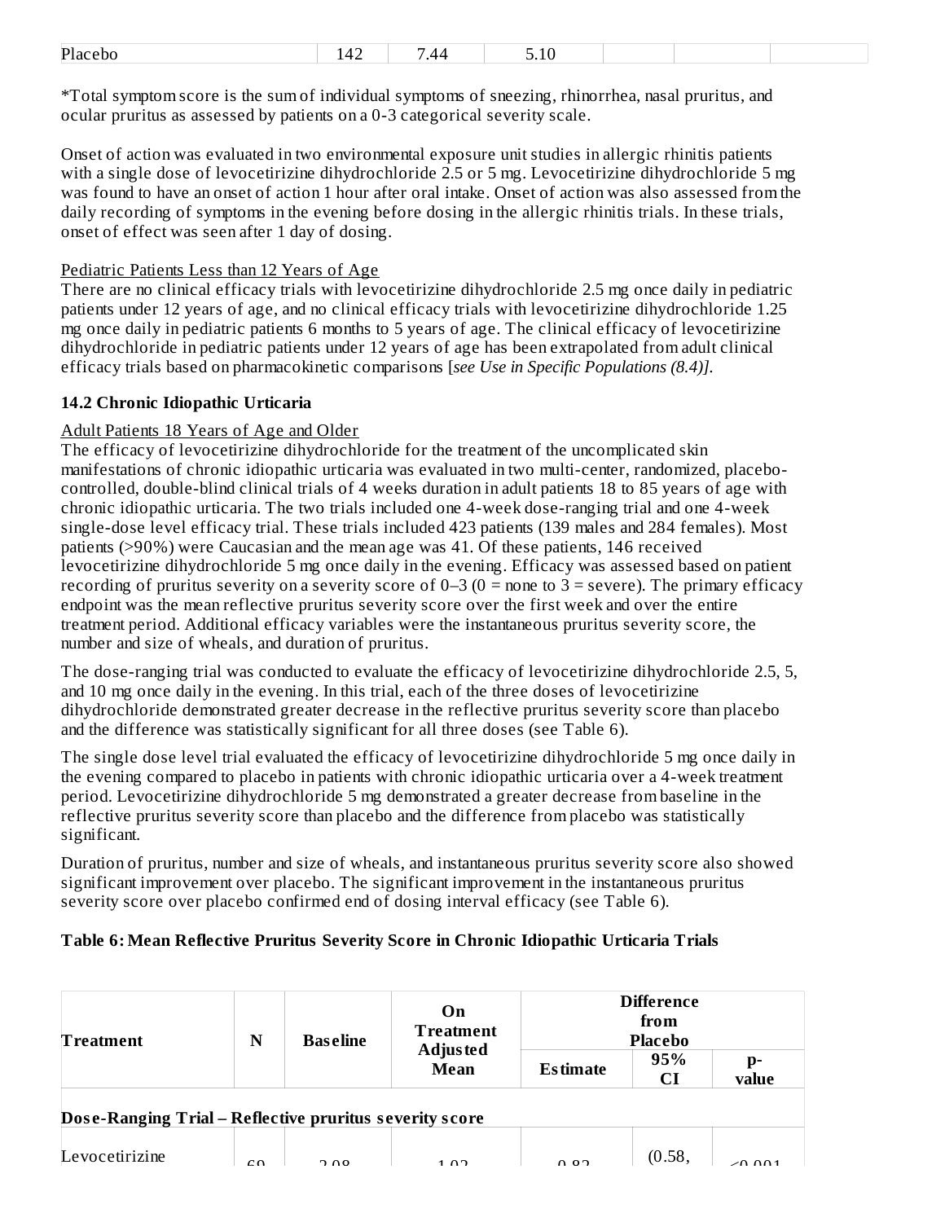| Placebo | 142 | 7.44 | 5.10 | | | |
|---|---|---|---|---|---|---|

*Total symptom score is the sum of individual symptoms of sneezing, rhinorrhea, nasal pruritus, and ocular pruritus as assessed by patients on a 0-3 categorical severity scale.

Onset of action was evaluated in two environmental exposure unit studies in allergic rhinitis patients with a single dose of levocetirizine dihydrochloride 2.5 or 5 mg. Levocetirizine dihydrochloride 5 mg was found to have an onset of action 1 hour after oral intake. Onset of action was also assessed from the daily recording of symptoms in the evening before dosing in the allergic rhinitis trials. In these trials, onset of effect was seen after 1 day of dosing.

Pediatric Patients Less than 12 Years of Age

There are no clinical efficacy trials with levocetirizine dihydrochloride 2.5 mg once daily in pediatric patients under 12 years of age, and no clinical efficacy trials with levocetirizine dihydrochloride 1.25 mg once daily in pediatric patients 6 months to 5 years of age. The clinical efficacy of levocetirizine dihydrochloride in pediatric patients under 12 years of age has been extrapolated from adult clinical efficacy trials based on pharmacokinetic comparisons [*see Use in Specific Populations (8.4)]*.

### 14.2 Chronic Idiopathic Urticaria

Adult Patients 18 Years of Age and Older

The efficacy of levocetirizine dihydrochloride for the treatment of the uncomplicated skin manifestations of chronic idiopathic urticaria was evaluated in two multi-center, randomized, placebo-controlled, double-blind clinical trials of 4 weeks duration in adult patients 18 to 85 years of age with chronic idiopathic urticaria. The two trials included one 4-week dose-ranging trial and one 4-week single-dose level efficacy trial. These trials included 423 patients (139 males and 284 females). Most patients (>90%) were Caucasian and the mean age was 41. Of these patients, 146 received levocetirizine dihydrochloride 5 mg once daily in the evening. Efficacy was assessed based on patient recording of pruritus severity on a severity score of 0–3 (0 = none to 3 = severe). The primary efficacy endpoint was the mean reflective pruritus severity score over the first week and over the entire treatment period. Additional efficacy variables were the instantaneous pruritus severity score, the number and size of wheals, and duration of pruritus.

The dose-ranging trial was conducted to evaluate the efficacy of levocetirizine dihydrochloride 2.5, 5, and 10 mg once daily in the evening. In this trial, each of the three doses of levocetirizine dihydrochloride demonstrated greater decrease in the reflective pruritus severity score than placebo and the difference was statistically significant for all three doses (see Table 6).

The single dose level trial evaluated the efficacy of levocetirizine dihydrochloride 5 mg once daily in the evening compared to placebo in patients with chronic idiopathic urticaria over a 4-week treatment period. Levocetirizine dihydrochloride 5 mg demonstrated a greater decrease from baseline in the reflective pruritus severity score than placebo and the difference from placebo was statistically significant.

Duration of pruritus, number and size of wheals, and instantaneous pruritus severity score also showed significant improvement over placebo. The significant improvement in the instantaneous pruritus severity score over placebo confirmed end of dosing interval efficacy (see Table 6).

**Table 6: Mean Reflective Pruritus Severity Score in Chronic Idiopathic Urticaria Trials**

| Treatment | N | Baseline | On Treatment Adjusted Mean | Difference from Placebo | | |
|---|---|---|---|---|---|---|
| | | | | Estimate | 95% CI | p-value |
| **Dose-Ranging Trial – Reflective pruritus severity score** | | | | | | |
| Levocetirizine | 60 | 2.08 | 1.02 | 0.82 | (0.58, | <0.001 |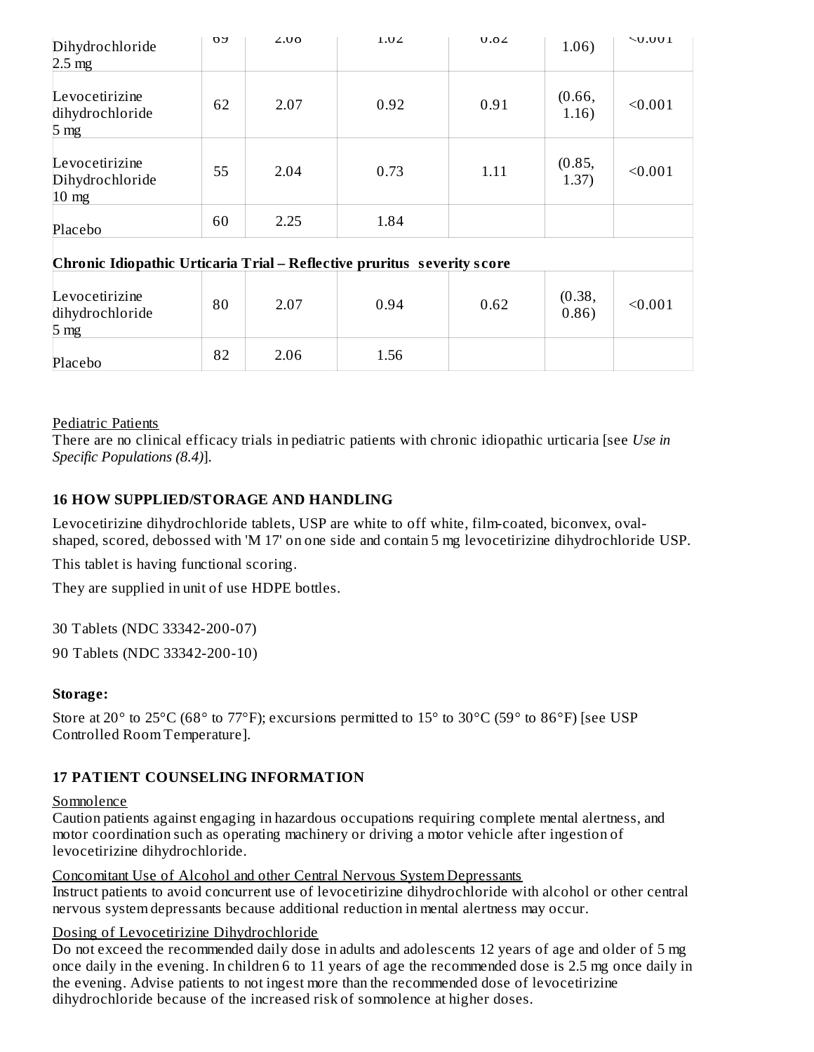| Levocetirizine Dihydrochloride 2.5 mg | 69 | 2.08 | 1.02 | 0.82 | (0.58, 1.06) | <0.001 |
|---|---|---|---|---|---|---|
| Levocetirizine dihydrochloride 5 mg | 62 | 2.07 | 0.92 | 0.91 | (0.66, 1.16) | <0.001 |
| Levocetirizine Dihydrochloride 10 mg | 55 | 2.04 | 0.73 | 1.11 | (0.85, 1.37) | <0.001 |
| Placebo | 60 | 2.25 | 1.84 | | | |
| **Chronic Idiopathic Urticaria Trial – Reflective pruritus severity score** | | | | | | |
| Levocetirizine dihydrochloride 5 mg | 80 | 2.07 | 0.94 | 0.62 | (0.38, 0.86) | <0.001 |
| Placebo | 82 | 2.06 | 1.56 | | | |

Pediatric Patients

There are no clinical efficacy trials in pediatric patients with chronic idiopathic urticaria [see *Use in Specific Populations (8.4)*].

## 16 HOW SUPPLIED/STORAGE AND HANDLING

Levocetirizine dihydrochloride tablets, USP are white to off white, film-coated, biconvex, oval-shaped, scored, debossed with 'M 17' on one side and contain 5 mg levocetirizine dihydrochloride USP.

This tablet is having functional scoring.

They are supplied in unit of use HDPE bottles.

30 Tablets (NDC 33342-200-07)

90 Tablets (NDC 33342-200-10)

**Storage:**

Store at 20° to 25°C (68° to 77°F); excursions permitted to 15° to 30°C (59° to 86°F) [see USP Controlled Room Temperature].

## 17 PATIENT COUNSELING INFORMATION

Somnolence

Caution patients against engaging in hazardous occupations requiring complete mental alertness, and motor coordination such as operating machinery or driving a motor vehicle after ingestion of levocetirizine dihydrochloride.

Concomitant Use of Alcohol and other Central Nervous System Depressants

Instruct patients to avoid concurrent use of levocetirizine dihydrochloride with alcohol or other central nervous system depressants because additional reduction in mental alertness may occur.

Dosing of Levocetirizine Dihydrochloride

Do not exceed the recommended daily dose in adults and adolescents 12 years of age and older of 5 mg once daily in the evening. In children 6 to 11 years of age the recommended dose is 2.5 mg once daily in the evening. Advise patients to not ingest more than the recommended dose of levocetirizine dihydrochloride because of the increased risk of somnolence at higher doses.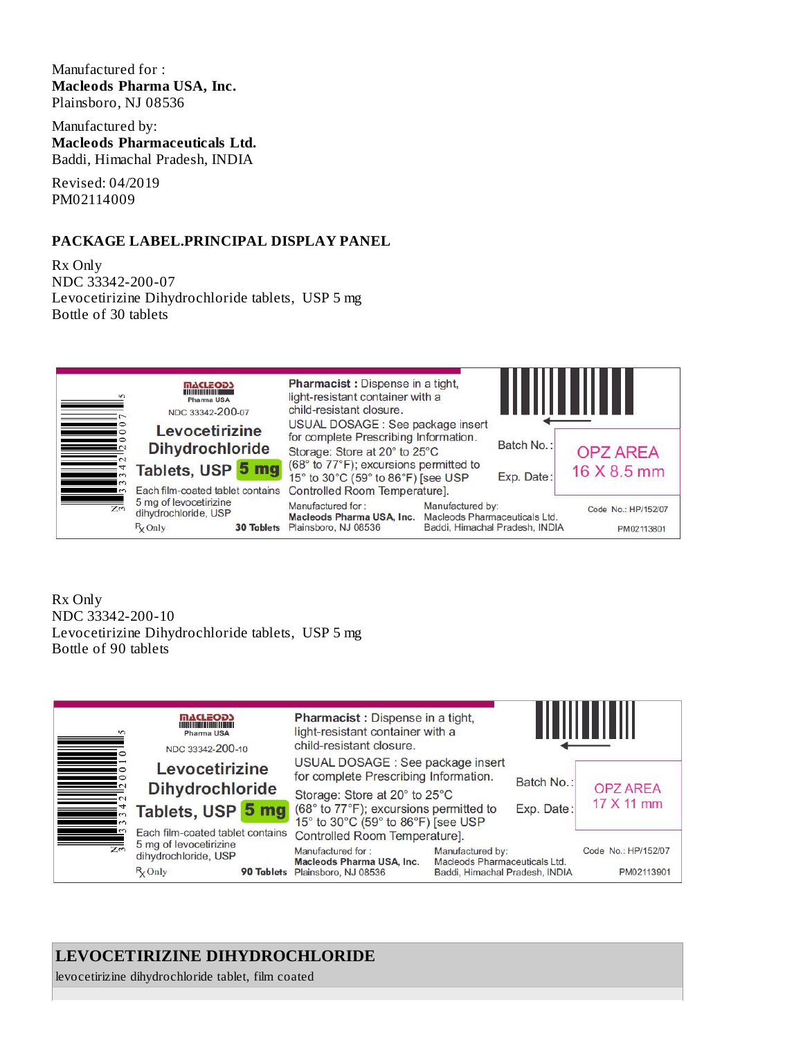Manufactured for :
**Macleods Pharma USA, Inc.**
Plainsboro, NJ 08536

Manufactured by:
**Macleods Pharmaceuticals Ltd.**
Baddi, Himachal Pradesh, INDIA

Revised: 04/2019
PM02114009

## PACKAGE LABEL.PRINCIPAL DISPLAY PANEL

Rx Only
NDC 33342-200-07
Levocetirizine Dihydrochloride tablets, USP 5 mg
Bottle of 30 tablets

MACLEODS
Pharma USA
NDC 33342-200-07
**Levocetirizine Dihydrochloride Tablets, USP 5 mg**
Each film-coated tablet contains 5 mg of levocetirizine dihydrochloride, USP
Rx Only
**30 Tablets**

**Pharmacist :** Dispense in a tight, light-resistant container with a child-resistant closure.
USUAL DOSAGE : See package insert for complete Prescribing Information.
Storage: Store at 20° to 25°C (68° to 77°F); excursions permitted to 15° to 30°C (59° to 86°F) [see USP Controlled Room Temperature].

Manufactured for : **Macleods Pharma USA, Inc.** Plainsboro, NJ 08536
Manufactured by: Macleods Pharmaceuticals Ltd. Baddi, Himachal Pradesh, INDIA

Batch No. :
Exp. Date :
OPZ AREA 16 X 8.5 mm
Code No.: HP/152/07
PM02113801

Rx Only
NDC 33342-200-10
Levocetirizine Dihydrochloride tablets, USP 5 mg
Bottle of 90 tablets

MACLEODS
Pharma USA
NDC 33342-200-10
**Levocetirizine Dihydrochloride Tablets, USP 5 mg**
Each film-coated tablet contains 5 mg of levocetirizine dihydrochloride, USP
Rx Only
**90 Tablets**

**Pharmacist :** Dispense in a tight, light-resistant container with a child-resistant closure.
USUAL DOSAGE : See package insert for complete Prescribing Information.
Storage: Store at 20° to 25°C (68° to 77°F); excursions permitted to 15° to 30°C (59° to 86°F) [see USP Controlled Room Temperature].

Manufactured for : **Macleods Pharma USA, Inc.** Plainsboro, NJ 08536
Manufactured by: Macleods Pharmaceuticals Ltd. Baddi, Himachal Pradesh, INDIA

Batch No. :
Exp. Date :
OPZ AREA 17 X 11 mm
Code No.: HP/152/07
PM02113901

## LEVOCETIRIZINE DIHYDROCHLORIDE

levocetirizine dihydrochloride tablet, film coated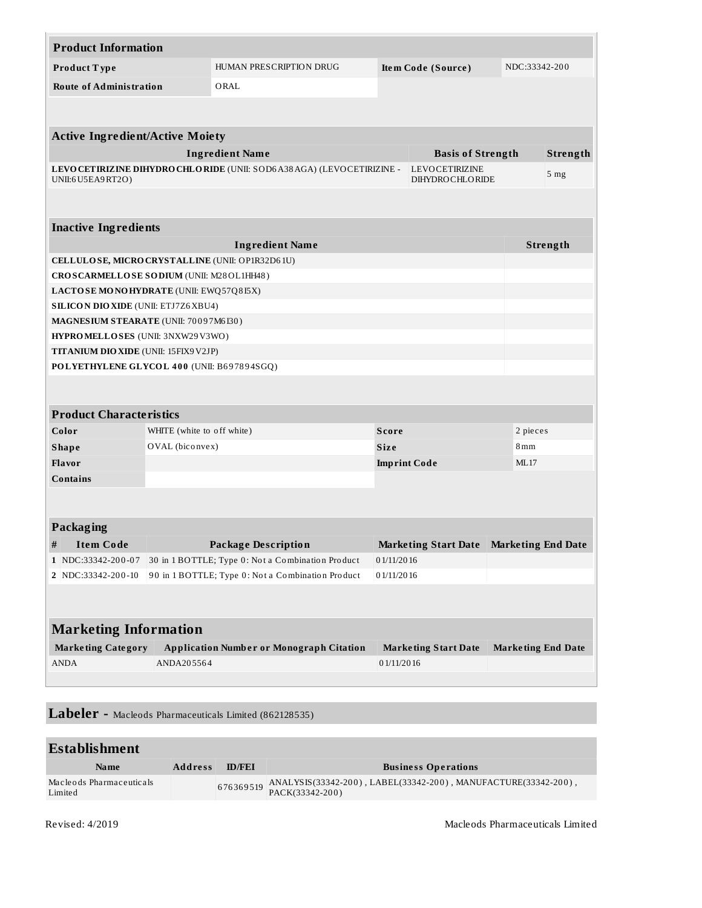| Product Information | | | |
|---|---|---|---|
| **Product Type** | HUMAN PRESCRIPTION DRUG | **Item Code (Source)** | NDC:33342-200 |
| **Route of Administration** | ORAL | | |

| Active Ingredient/Active Moiety | | |
|---|---|---|
| **Ingredient Name** | **Basis of Strength** | **Strength** |
| **LEVOCETIRIZINE DIHYDROCHLORIDE** (UNII: SOD6A38AGA) (LEVOCETIRIZINE - UNII:6U5EA9RT2O) | LEVOCETIRIZINE DIHYDROCHLORIDE | 5 mg |

| Inactive Ingredients | |
|---|---|
| **Ingredient Name** | **Strength** |
| **CELLULOSE, MICROCRYSTALLINE** (UNII: OP1R32D61U) | |
| **CROSCARMELLOSE SODIUM** (UNII: M28OL1HH48) | |
| **LACTOSE MONOHYDRATE** (UNII: EWQ57Q8I5X) | |
| **SILICON DIOXIDE** (UNII: ETJ7Z6XBU4) | |
| **MAGNESIUM STEARATE** (UNII: 70097M6I30) | |
| **HYPROMELLOSES** (UNII: 3NXW29V3WO) | |
| **TITANIUM DIOXIDE** (UNII: 15FIX9V2JP) | |
| **POLYETHYLENE GLYCOL 400** (UNII: B697894SGQ) | |

| Product Characteristics | | | |
|---|---|---|---|
| **Color** | WHITE (white to off white) | **Score** | 2 pieces |
| **Shape** | OVAL (biconvex) | **Size** | 8mm |
| **Flavor** | | **Imprint Code** | ML17 |
| **Contains** | | | |

| Packaging | | | | |
|---|---|---|---|---|
| **#** | **Item Code** | **Package Description** | **Marketing Start Date** | **Marketing End Date** |
| 1 | NDC:33342-200-07 | 30 in 1 BOTTLE; Type 0: Not a Combination Product | 01/11/2016 | |
| 2 | NDC:33342-200-10 | 90 in 1 BOTTLE; Type 0: Not a Combination Product | 01/11/2016 | |

| Marketing Information | | | |
|---|---|---|---|
| **Marketing Category** | **Application Number or Monograph Citation** | **Marketing Start Date** | **Marketing End Date** |
| ANDA | ANDA205564 | 01/11/2016 | |

## Labeler - Macleods Pharmaceuticals Limited (862128535)

## Establishment

| Name | Address | ID/FEI | Business Operations |
|---|---|---|---|
| Macleods Pharmaceuticals Limited | | 676369519 | ANALYSIS(33342-200) , LABEL(33342-200) , MANUFACTURE(33342-200) , PACK(33342-200) |

Revised: 4/2019

Macleods Pharmaceuticals Limited